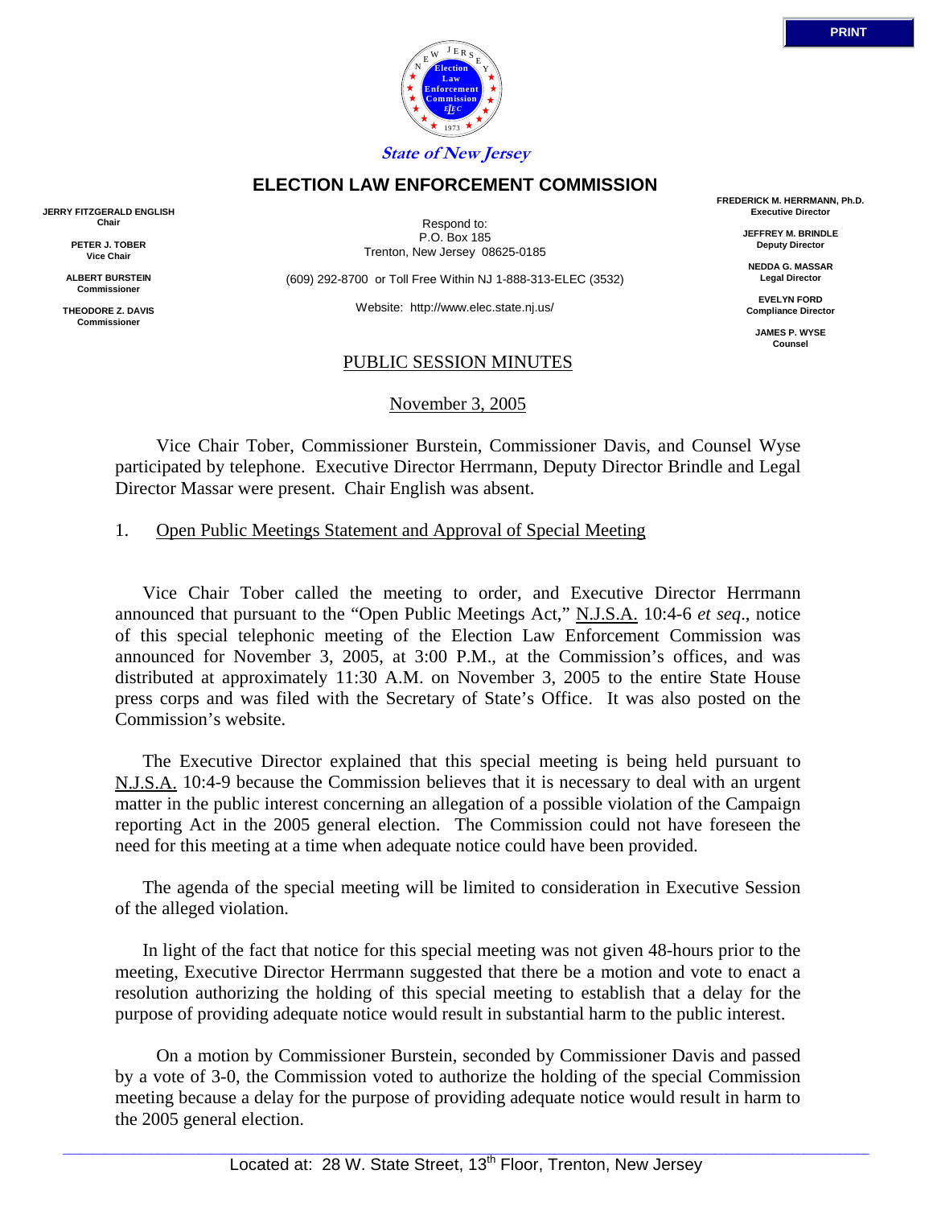State of New Jersey

# ELECTION LAW ENFORCEMENT COMMISSION

**JERRY FITZGERALD ENGLISH**
**Chair**

**PETER J. TOBER**
**Vice Chair**

**ALBERT BURSTEIN**
**Commissioner**

**THEODORE Z. DAVIS**
**Commissioner**

Respond to:
P.O. Box 185
Trenton, New Jersey 08625-0185

(609) 292-8700 or Toll Free Within NJ 1-888-313-ELEC (3532)

Website: http://www.elec.state.nj.us/

**FREDERICK M. HERRMANN, Ph.D.**
**Executive Director**

**JEFFREY M. BRINDLE**
**Deputy Director**

**NEDDA G. MASSAR**
**Legal Director**

**EVELYN FORD**
**Compliance Director**

**JAMES P. WYSE**
**Counsel**

PUBLIC SESSION MINUTES

November 3, 2005

Vice Chair Tober, Commissioner Burstein, Commissioner Davis, and Counsel Wyse participated by telephone. Executive Director Herrmann, Deputy Director Brindle and Legal Director Massar were present. Chair English was absent.

1. Open Public Meetings Statement and Approval of Special Meeting

Vice Chair Tober called the meeting to order, and Executive Director Herrmann announced that pursuant to the "Open Public Meetings Act," N.J.S.A. 10:4-6 *et seq*., notice of this special telephonic meeting of the Election Law Enforcement Commission was announced for November 3, 2005, at 3:00 P.M., at the Commission's offices, and was distributed at approximately 11:30 A.M. on November 3, 2005 to the entire State House press corps and was filed with the Secretary of State's Office. It was also posted on the Commission's website.

The Executive Director explained that this special meeting is being held pursuant to N.J.S.A. 10:4-9 because the Commission believes that it is necessary to deal with an urgent matter in the public interest concerning an allegation of a possible violation of the Campaign reporting Act in the 2005 general election. The Commission could not have foreseen the need for this meeting at a time when adequate notice could have been provided.

The agenda of the special meeting will be limited to consideration in Executive Session of the alleged violation.

In light of the fact that notice for this special meeting was not given 48-hours prior to the meeting, Executive Director Herrmann suggested that there be a motion and vote to enact a resolution authorizing the holding of this special meeting to establish that a delay for the purpose of providing adequate notice would result in substantial harm to the public interest.

On a motion by Commissioner Burstein, seconded by Commissioner Davis and passed by a vote of 3-0, the Commission voted to authorize the holding of the special Commission meeting because a delay for the purpose of providing adequate notice would result in harm to the 2005 general election.

Located at: 28 W. State Street, 13th Floor, Trenton, New Jersey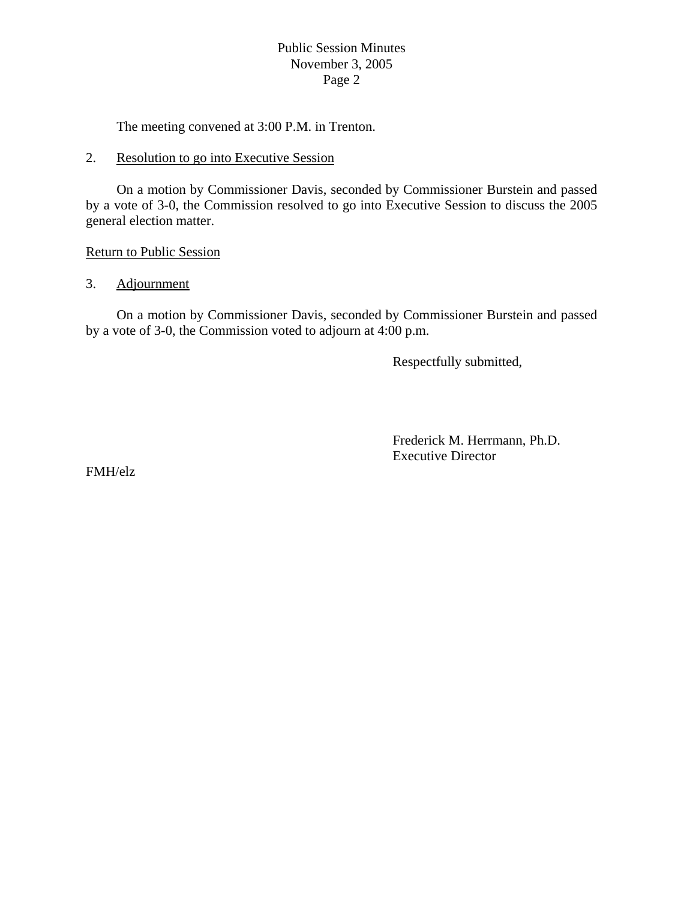The meeting convened at 3:00 P.M. in Trenton.

2. <u>Resolution to go into Executive Session</u>

On a motion by Commissioner Davis, seconded by Commissioner Burstein and passed by a vote of 3-0, the Commission resolved to go into Executive Session to discuss the 2005 general election matter.

<u>Return to Public Session</u>

3. <u>Adjournment</u>

On a motion by Commissioner Davis, seconded by Commissioner Burstein and passed by a vote of 3-0, the Commission voted to adjourn at 4:00 p.m.

Respectfully submitted,

Frederick M. Herrmann, Ph.D.
Executive Director

FMH/elz